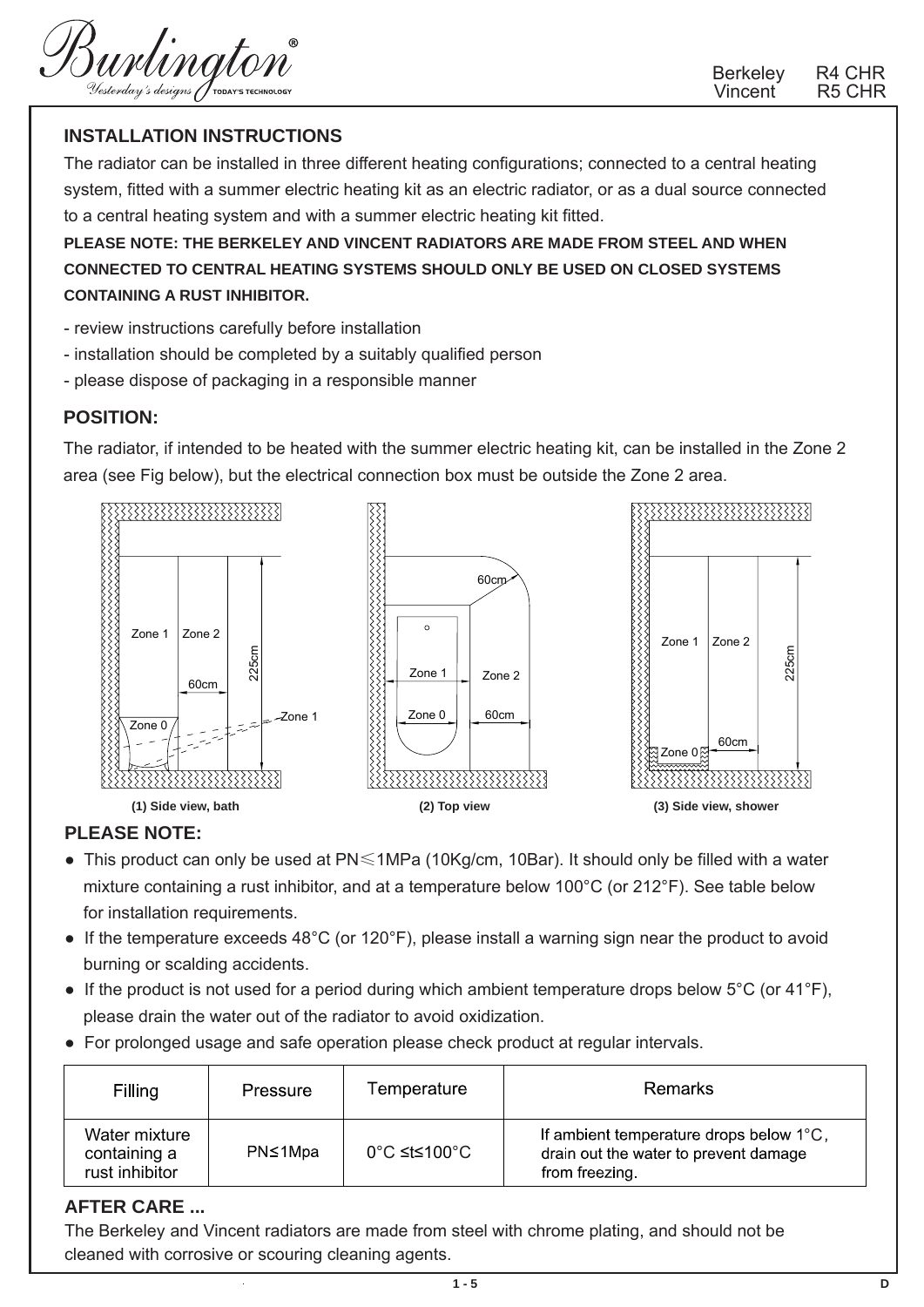Berkeley R4 CHR
Vincent R5 CHR

## INSTALLATION INSTRUCTIONS

The radiator can be installed in three different heating configurations; connected to a central heating system, fitted with a summer electric heating kit as an electric radiator, or as a dual source connected to a central heating system and with a summer electric heating kit fitted.

**PLEASE NOTE: THE BERKELEY AND VINCENT RADIATORS ARE MADE FROM STEEL AND WHEN CONNECTED TO CENTRAL HEATING SYSTEMS SHOULD ONLY BE USED ON CLOSED SYSTEMS CONTAINING A RUST INHIBITOR.**

- review instructions carefully before installation
- installation should be completed by a suitably qualified person
- please dispose of packaging in a responsible manner

## POSITION:

The radiator, if intended to be heated with the summer electric heating kit, can be installed in the Zone 2 area (see Fig below), but the electrical connection box must be outside the Zone 2 area.

Zone 1 Zone 2 60cm 225cm Zone 0 Zone 1

(1) Side view, bath

60cm Zone 1 Zone 2 Zone 0 60cm

(2) Top view

Zone 1 Zone 2 225cm 60cm Zone 0

(3) Side view, shower

## PLEASE NOTE:

- This product can only be used at PN≤1MPa (10Kg/cm, 10Bar). It should only be filled with a water mixture containing a rust inhibitor, and at a temperature below 100°C (or 212°F). See table below for installation requirements.
- If the temperature exceeds 48°C (or 120°F), please install a warning sign near the product to avoid burning or scalding accidents.
- If the product is not used for a period during which ambient temperature drops below 5°C (or 41°F), please drain the water out of the radiator to avoid oxidization.
- For prolonged usage and safe operation please check product at regular intervals.

| Filling | Pressure | Temperature | Remarks |
|---|---|---|---|
| Water mixture containing a rust inhibitor | PN≤1Mpa | 0°C ≤t≤100°C | If ambient temperature drops below 1°C, drain out the water to prevent damage from freezing. |

## AFTER CARE ...

The Berkeley and Vincent radiators are made from steel with chrome plating, and should not be cleaned with corrosive or scouring cleaning agents.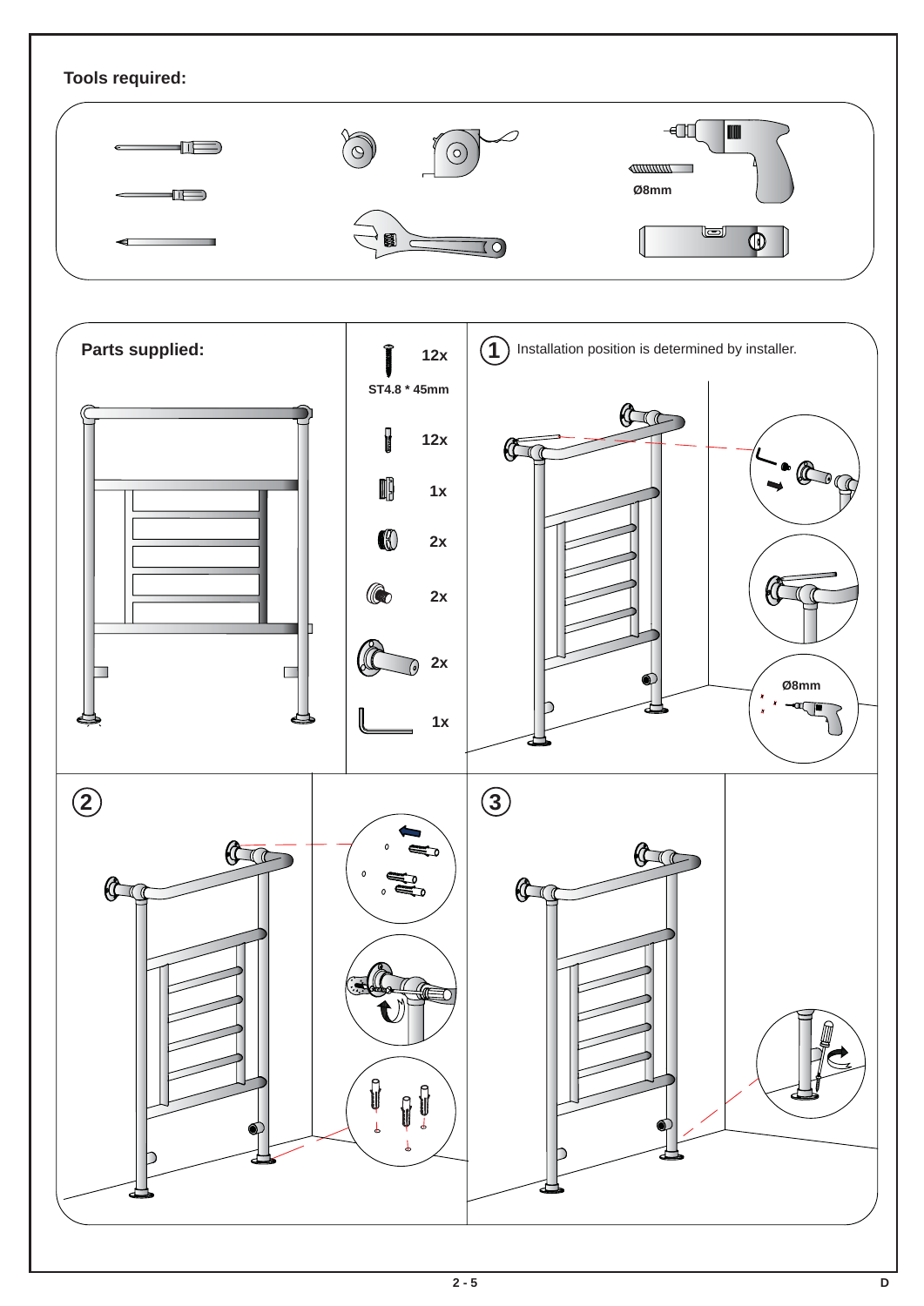**Tools required:**

Ø8mm

**Parts supplied:**

12x
ST4.8 * 45mm

12x

1x

2x

2x

2x

1x

1 Installation position is determined by installer.

Ø8mm

2

3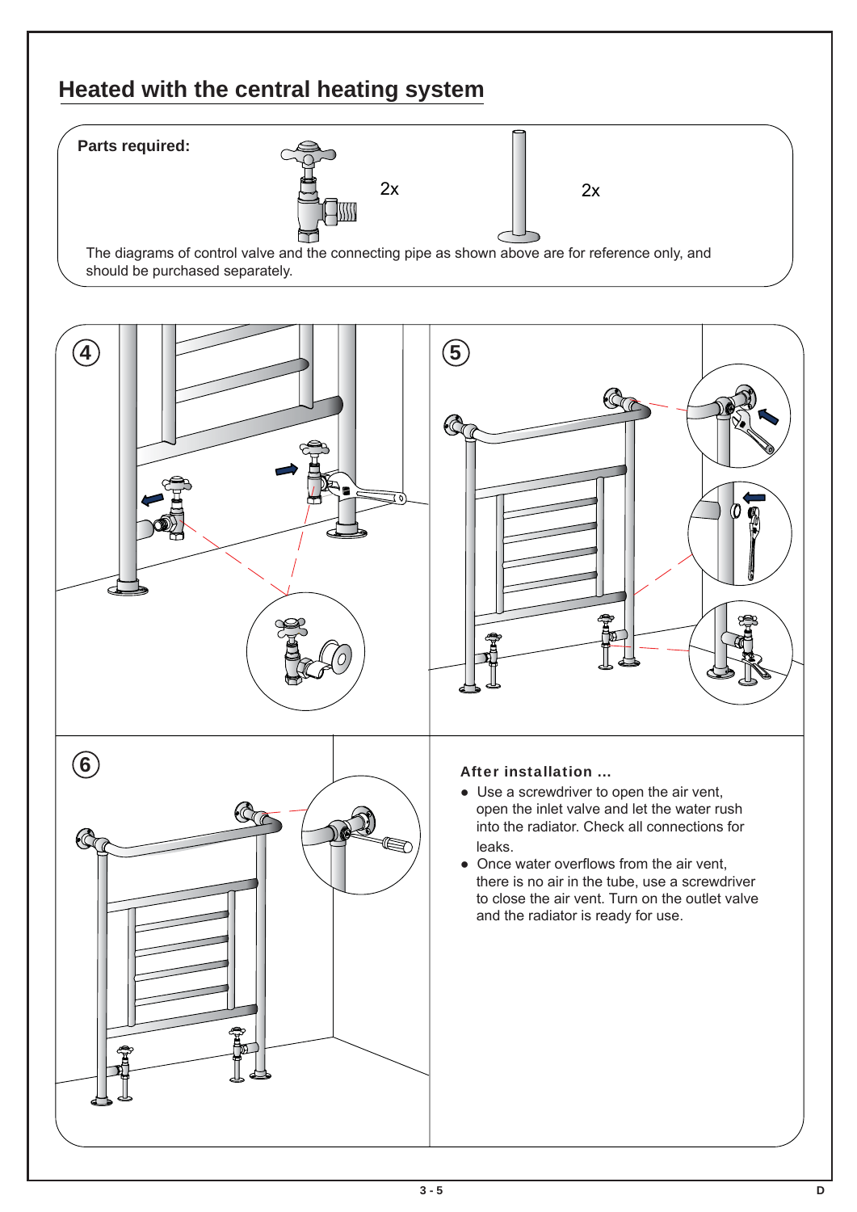# Heated with the central heating system

**Parts required:**

2x

2x

The diagrams of control valve and the connecting pipe as shown above are for reference only, and should be purchased separately.

4

5

6

**After installation ...**

- Use a screwdriver to open the air vent, open the inlet valve and let the water rush into the radiator. Check all connections for leaks.
- Once water overflows from the air vent, there is no air in the tube, use a screwdriver to close the air vent. Turn on the outlet valve and the radiator is ready for use.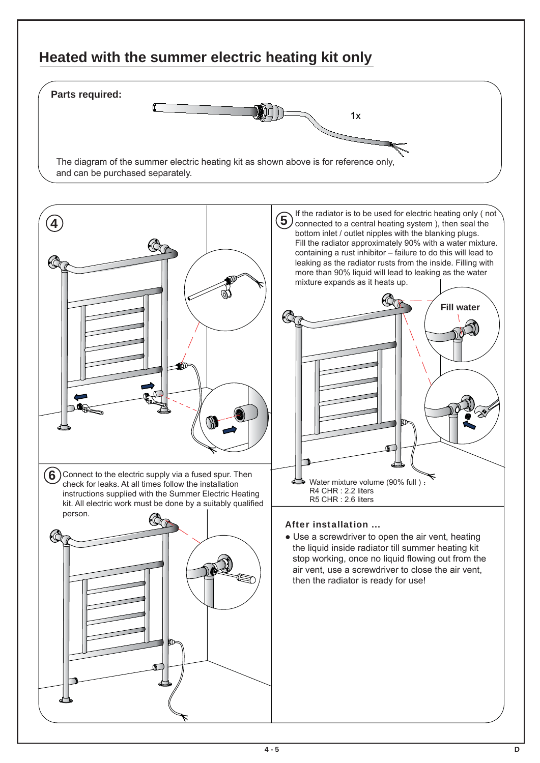# Heated with the summer electric heating kit only

**Parts required:**

1x

The diagram of the summer electric heating kit as shown above is for reference only, and can be purchased separately.

**4**

**5** If the radiator is to be used for electric heating only ( not connected to a central heating system ), then seal the bottom inlet / outlet nipples with the blanking plugs.
Fill the radiator approximately 90% with a water mixture. containing a rust inhibitor – failure to do this will lead to leaking as the radiator rusts from the inside. Filling with more than 90% liquid will lead to leaking as the water mixture expands as it heats up.

**Fill water**

Water mixture volume (90% full ) :
R4 CHR : 2.2 liters
R5 CHR : 2.6 liters

**6** Connect to the electric supply via a fused spur. Then check for leaks. At all times follow the installation instructions supplied with the Summer Electric Heating kit. All electric work must be done by a suitably qualified person.

**After installation ...**

- Use a screwdriver to open the air vent, heating the liquid inside radiator till summer heating kit stop working, once no liquid flowing out from the air vent, use a screwdriver to close the air vent, then the radiator is ready for use!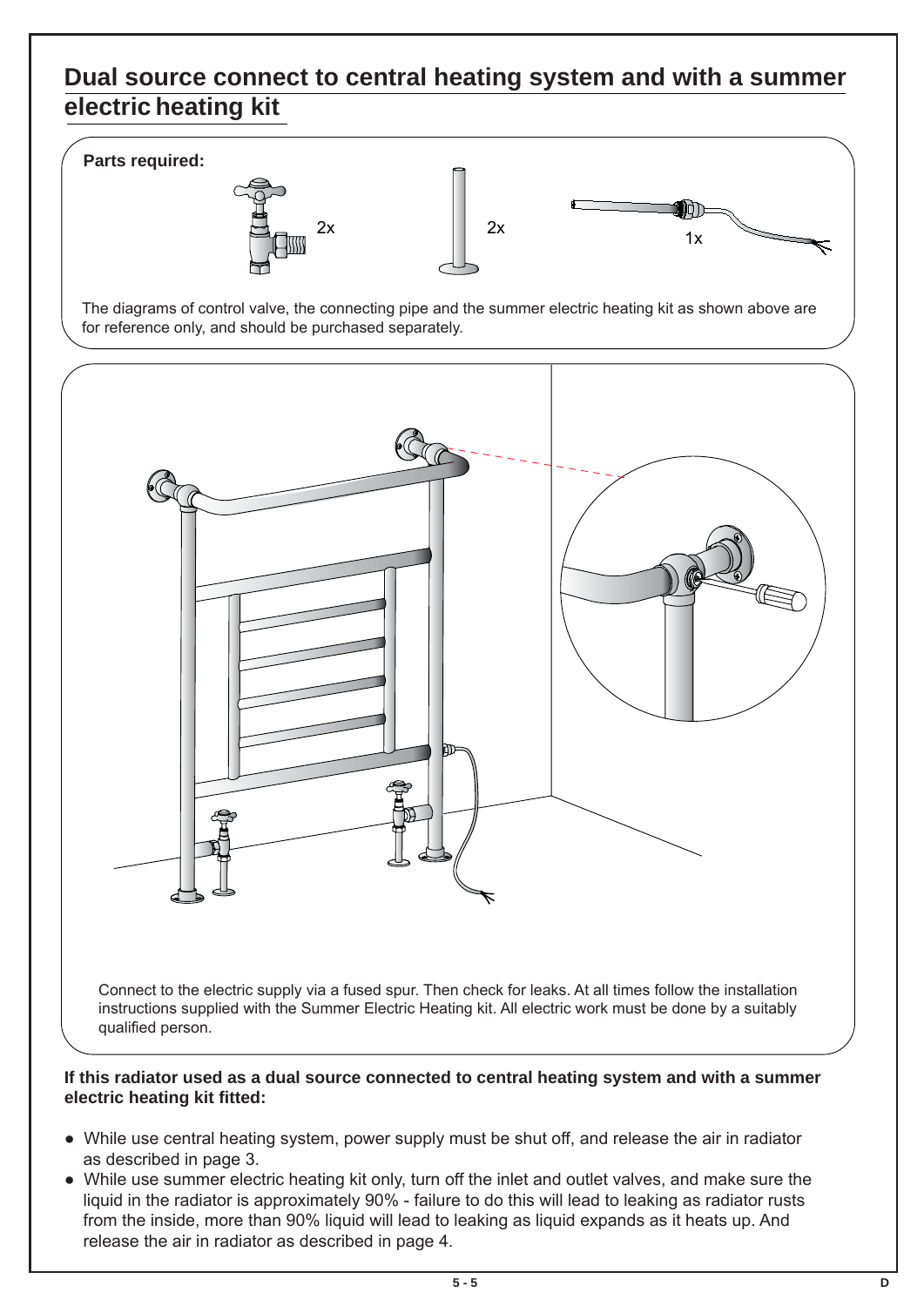## Dual source connect to central heating system and with a summer electric heating kit

**Parts required:**

2x

2x

1x

The diagrams of control valve, the connecting pipe and the summer electric heating kit as shown above are for reference only, and should be purchased separately.

Connect to the electric supply via a fused spur. Then check for leaks. At all times follow the installation instructions supplied with the Summer Electric Heating kit. All electric work must be done by a suitably qualified person.

**If this radiator used as a dual source connected to central heating system and with a summer electric heating kit fitted:**

- While use central heating system, power supply must be shut off, and release the air in radiator as described in page 3.
- While use summer electric heating kit only, turn off the inlet and outlet valves, and make sure the liquid in the radiator is approximately 90% - failure to do this will lead to leaking as radiator rusts from the inside, more than 90% liquid will lead to leaking as liquid expands as it heats up. And release the air in radiator as described in page 4.